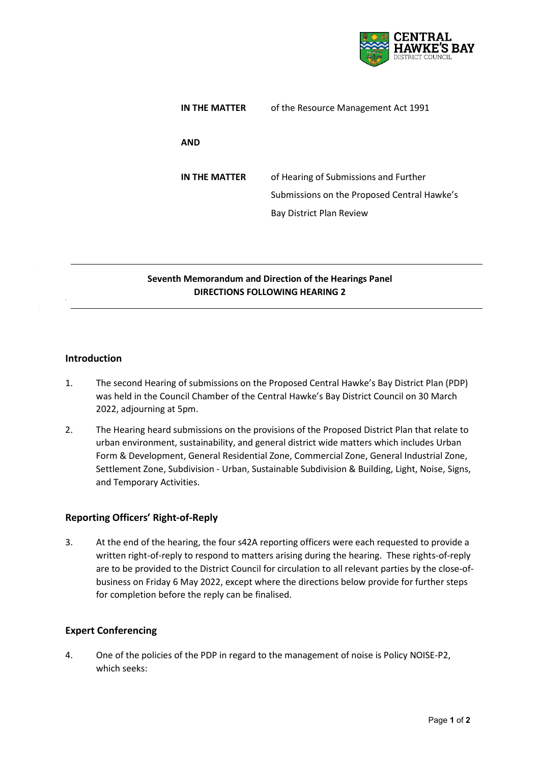| | |
|---|---|
| **IN THE MATTER** | of the Resource Management Act 1991 |
| **AND** | |
| **IN THE MATTER** | of Hearing of Submissions and Further Submissions on the Proposed Central Hawke's Bay District Plan Review |

---

**Seventh Memorandum and Direction of the Hearings Panel**
**DIRECTIONS FOLLOWING HEARING 2**

---

## Introduction

1. The second Hearing of submissions on the Proposed Central Hawke's Bay District Plan (PDP) was held in the Council Chamber of the Central Hawke's Bay District Council on 30 March 2022, adjourning at 5pm.

2. The Hearing heard submissions on the provisions of the Proposed District Plan that relate to urban environment, sustainability, and general district wide matters which includes Urban Form & Development, General Residential Zone, Commercial Zone, General Industrial Zone, Settlement Zone, Subdivision - Urban, Sustainable Subdivision & Building, Light, Noise, Signs, and Temporary Activities.

## Reporting Officers' Right-of-Reply

3. At the end of the hearing, the four s42A reporting officers were each requested to provide a written right-of-reply to respond to matters arising during the hearing. These rights-of-reply are to be provided to the District Council for circulation to all relevant parties by the close-of-business on Friday 6 May 2022, except where the directions below provide for further steps for completion before the reply can be finalised.

## Expert Conferencing

4. One of the policies of the PDP in regard to the management of noise is Policy NOISE-P2, which seeks: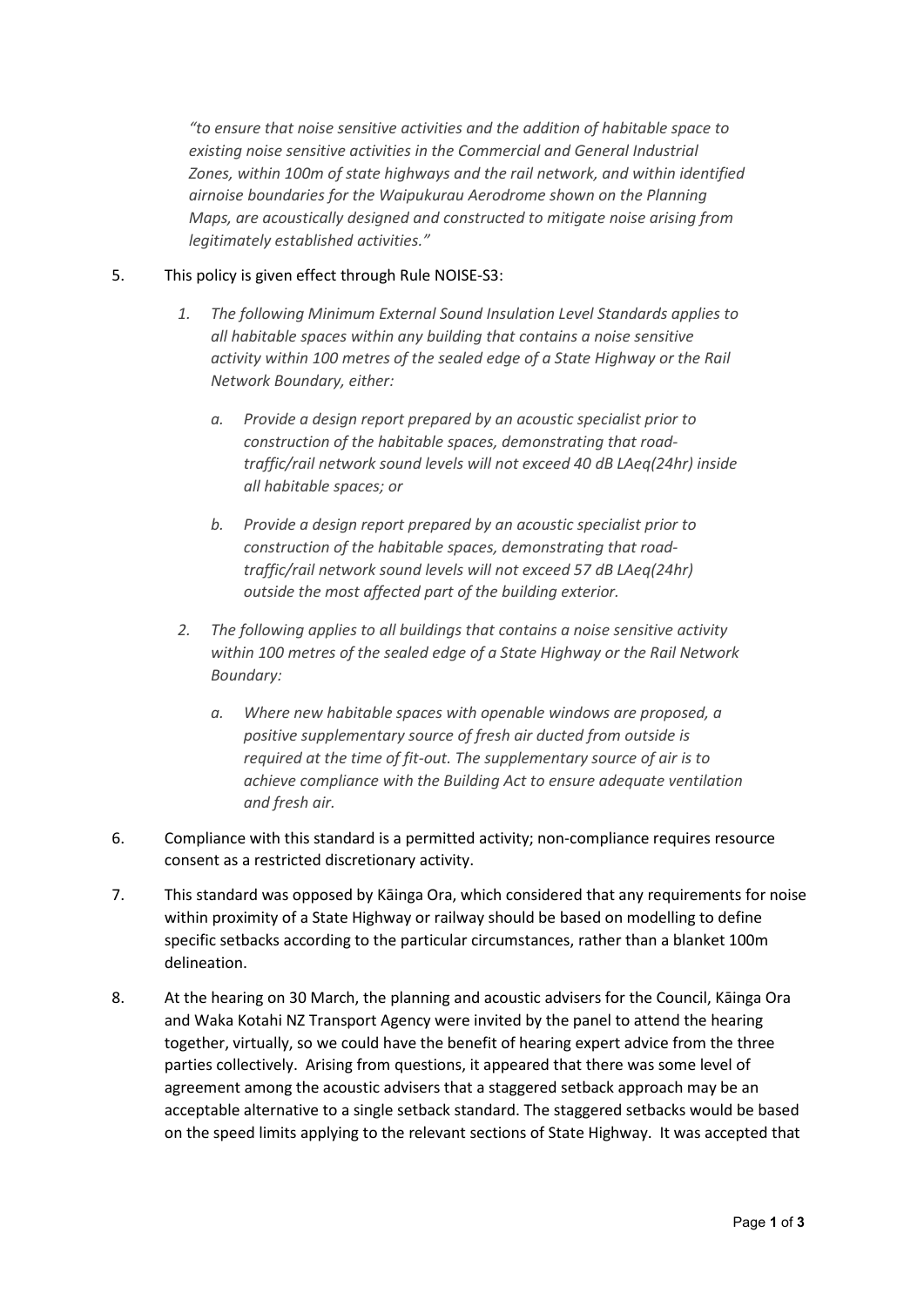*"to ensure that noise sensitive activities and the addition of habitable space to existing noise sensitive activities in the Commercial and General Industrial Zones, within 100m of state highways and the rail network, and within identified airnoise boundaries for the Waipukurau Aerodrome shown on the Planning Maps, are acoustically designed and constructed to mitigate noise arising from legitimately established activities."*

5. This policy is given effect through Rule NOISE-S3:

   1. *The following Minimum External Sound Insulation Level Standards applies to all habitable spaces within any building that contains a noise sensitive activity within 100 metres of the sealed edge of a State Highway or the Rail Network Boundary, either:*

      a. *Provide a design report prepared by an acoustic specialist prior to construction of the habitable spaces, demonstrating that road-traffic/rail network sound levels will not exceed 40 dB LAeq(24hr) inside all habitable spaces; or*

      b. *Provide a design report prepared by an acoustic specialist prior to construction of the habitable spaces, demonstrating that road-traffic/rail network sound levels will not exceed 57 dB LAeq(24hr) outside the most affected part of the building exterior.*

   2. *The following applies to all buildings that contains a noise sensitive activity within 100 metres of the sealed edge of a State Highway or the Rail Network Boundary:*

      a. *Where new habitable spaces with openable windows are proposed, a positive supplementary source of fresh air ducted from outside is required at the time of fit-out. The supplementary source of air is to achieve compliance with the Building Act to ensure adequate ventilation and fresh air.*

6. Compliance with this standard is a permitted activity; non-compliance requires resource consent as a restricted discretionary activity.

7. This standard was opposed by Kāinga Ora, which considered that any requirements for noise within proximity of a State Highway or railway should be based on modelling to define specific setbacks according to the particular circumstances, rather than a blanket 100m delineation.

8. At the hearing on 30 March, the planning and acoustic advisers for the Council, Kāinga Ora and Waka Kotahi NZ Transport Agency were invited by the panel to attend the hearing together, virtually, so we could have the benefit of hearing expert advice from the three parties collectively. Arising from questions, it appeared that there was some level of agreement among the acoustic advisers that a staggered setback approach may be an acceptable alternative to a single setback standard. The staggered setbacks would be based on the speed limits applying to the relevant sections of State Highway. It was accepted that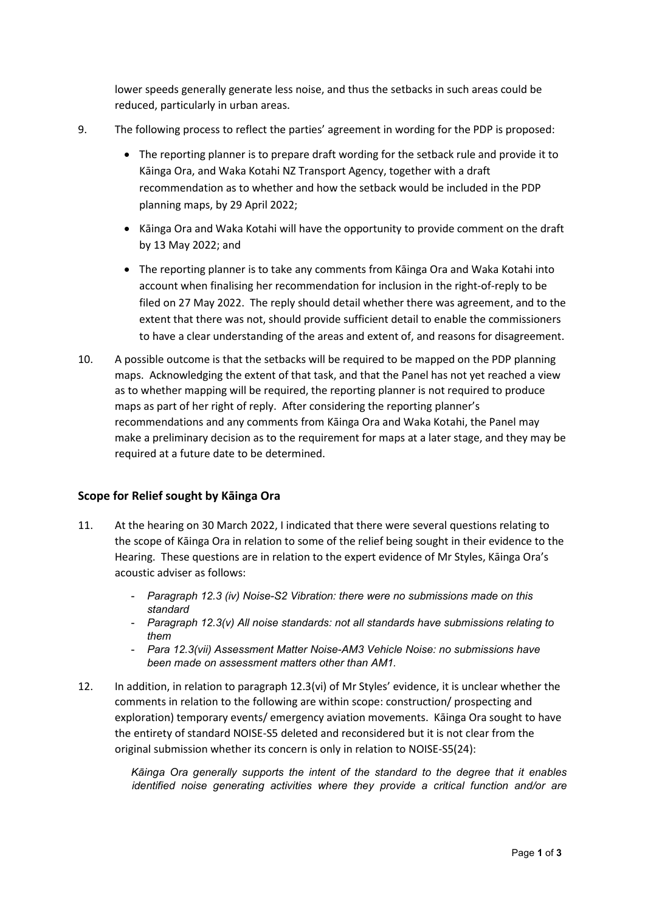lower speeds generally generate less noise, and thus the setbacks in such areas could be reduced, particularly in urban areas.

9. The following process to reflect the parties' agreement in wording for the PDP is proposed:

   - The reporting planner is to prepare draft wording for the setback rule and provide it to Kāinga Ora, and Waka Kotahi NZ Transport Agency, together with a draft recommendation as to whether and how the setback would be included in the PDP planning maps, by 29 April 2022;
   - Kāinga Ora and Waka Kotahi will have the opportunity to provide comment on the draft by 13 May 2022; and
   - The reporting planner is to take any comments from Kāinga Ora and Waka Kotahi into account when finalising her recommendation for inclusion in the right-of-reply to be filed on 27 May 2022. The reply should detail whether there was agreement, and to the extent that there was not, should provide sufficient detail to enable the commissioners to have a clear understanding of the areas and extent of, and reasons for disagreement.

10. A possible outcome is that the setbacks will be required to be mapped on the PDP planning maps. Acknowledging the extent of that task, and that the Panel has not yet reached a view as to whether mapping will be required, the reporting planner is not required to produce maps as part of her right of reply. After considering the reporting planner's recommendations and any comments from Kāinga Ora and Waka Kotahi, the Panel may make a preliminary decision as to the requirement for maps at a later stage, and they may be required at a future date to be determined.

## Scope for Relief sought by Kāinga Ora

11. At the hearing on 30 March 2022, I indicated that there were several questions relating to the scope of Kāinga Ora in relation to some of the relief being sought in their evidence to the Hearing. These questions are in relation to the expert evidence of Mr Styles, Kāinga Ora's acoustic adviser as follows:

    - *Paragraph 12.3 (iv) Noise-S2 Vibration: there were no submissions made on this standard*
    - *Paragraph 12.3(v) All noise standards: not all standards have submissions relating to them*
    - *Para 12.3(vii) Assessment Matter Noise-AM3 Vehicle Noise: no submissions have been made on assessment matters other than AM1.*

12. In addition, in relation to paragraph 12.3(vi) of Mr Styles' evidence, it is unclear whether the comments in relation to the following are within scope: construction/ prospecting and exploration) temporary events/ emergency aviation movements. Kāinga Ora sought to have the entirety of standard NOISE-S5 deleted and reconsidered but it is not clear from the original submission whether its concern is only in relation to NOISE-S5(24):

    > *Kāinga Ora generally supports the intent of the standard to the degree that it enables identified noise generating activities where they provide a critical function and/or are*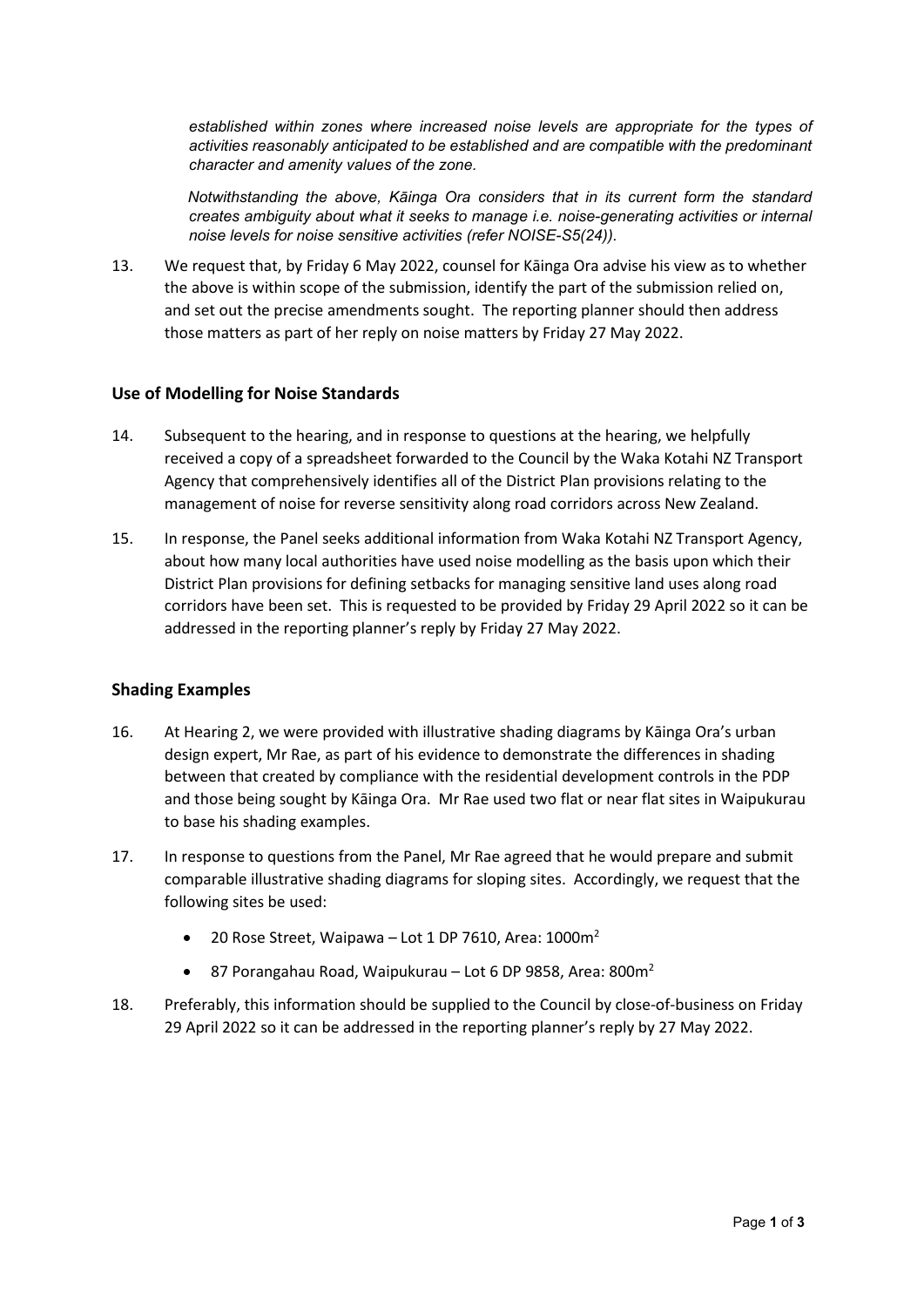*established within zones where increased noise levels are appropriate for the types of activities reasonably anticipated to be established and are compatible with the predominant character and amenity values of the zone.*

*Notwithstanding the above, Kāinga Ora considers that in its current form the standard creates ambiguity about what it seeks to manage i.e. noise-generating activities or internal noise levels for noise sensitive activities (refer NOISE-S5(24)).*

13. We request that, by Friday 6 May 2022, counsel for Kāinga Ora advise his view as to whether the above is within scope of the submission, identify the part of the submission relied on, and set out the precise amendments sought. The reporting planner should then address those matters as part of her reply on noise matters by Friday 27 May 2022.

## Use of Modelling for Noise Standards

14. Subsequent to the hearing, and in response to questions at the hearing, we helpfully received a copy of a spreadsheet forwarded to the Council by the Waka Kotahi NZ Transport Agency that comprehensively identifies all of the District Plan provisions relating to the management of noise for reverse sensitivity along road corridors across New Zealand.

15. In response, the Panel seeks additional information from Waka Kotahi NZ Transport Agency, about how many local authorities have used noise modelling as the basis upon which their District Plan provisions for defining setbacks for managing sensitive land uses along road corridors have been set. This is requested to be provided by Friday 29 April 2022 so it can be addressed in the reporting planner's reply by Friday 27 May 2022.

## Shading Examples

16. At Hearing 2, we were provided with illustrative shading diagrams by Kāinga Ora's urban design expert, Mr Rae, as part of his evidence to demonstrate the differences in shading between that created by compliance with the residential development controls in the PDP and those being sought by Kāinga Ora. Mr Rae used two flat or near flat sites in Waipukurau to base his shading examples.

17. In response to questions from the Panel, Mr Rae agreed that he would prepare and submit comparable illustrative shading diagrams for sloping sites. Accordingly, we request that the following sites be used:

    - 20 Rose Street, Waipawa – Lot 1 DP 7610, Area: 1000m$^2$
    - 87 Porangahau Road, Waipukurau – Lot 6 DP 9858, Area: 800m$^2$

18. Preferably, this information should be supplied to the Council by close-of-business on Friday 29 April 2022 so it can be addressed in the reporting planner's reply by 27 May 2022.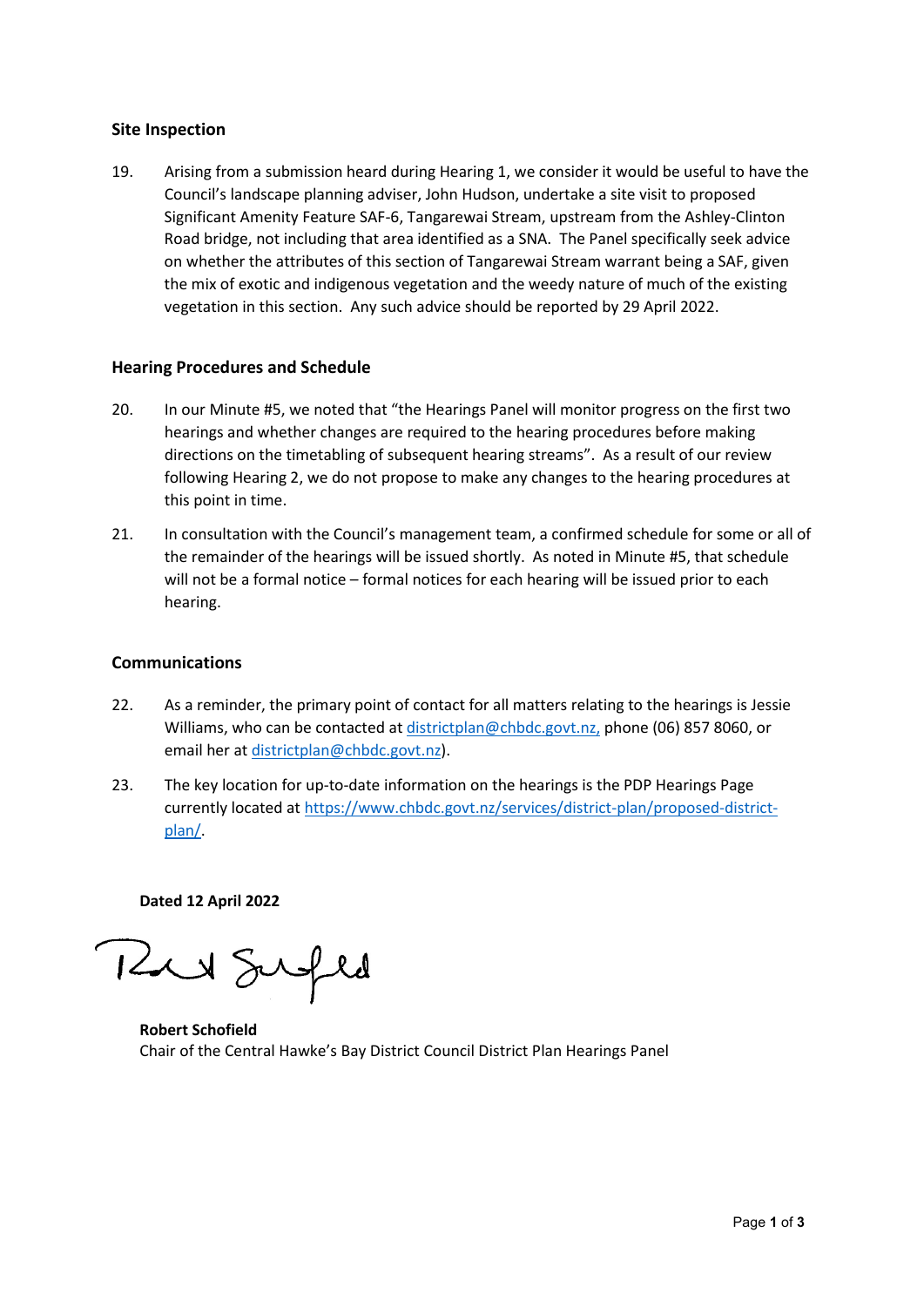## Site Inspection

19. Arising from a submission heard during Hearing 1, we consider it would be useful to have the Council's landscape planning adviser, John Hudson, undertake a site visit to proposed Significant Amenity Feature SAF-6, Tangarewai Stream, upstream from the Ashley-Clinton Road bridge, not including that area identified as a SNA. The Panel specifically seek advice on whether the attributes of this section of Tangarewai Stream warrant being a SAF, given the mix of exotic and indigenous vegetation and the weedy nature of much of the existing vegetation in this section. Any such advice should be reported by 29 April 2022.

## Hearing Procedures and Schedule

20. In our Minute #5, we noted that "the Hearings Panel will monitor progress on the first two hearings and whether changes are required to the hearing procedures before making directions on the timetabling of subsequent hearing streams". As a result of our review following Hearing 2, we do not propose to make any changes to the hearing procedures at this point in time.

21. In consultation with the Council's management team, a confirmed schedule for some or all of the remainder of the hearings will be issued shortly. As noted in Minute #5, that schedule will not be a formal notice – formal notices for each hearing will be issued prior to each hearing.

## Communications

22. As a reminder, the primary point of contact for all matters relating to the hearings is Jessie Williams, who can be contacted at districtplan@chbdc.govt.nz, phone (06) 857 8060, or email her at districtplan@chbdc.govt.nz).

23. The key location for up-to-date information on the hearings is the PDP Hearings Page currently located at https://www.chbdc.govt.nz/services/district-plan/proposed-district-plan/.

**Dated 12 April 2022**

**Robert Schofield**
Chair of the Central Hawke's Bay District Council District Plan Hearings Panel